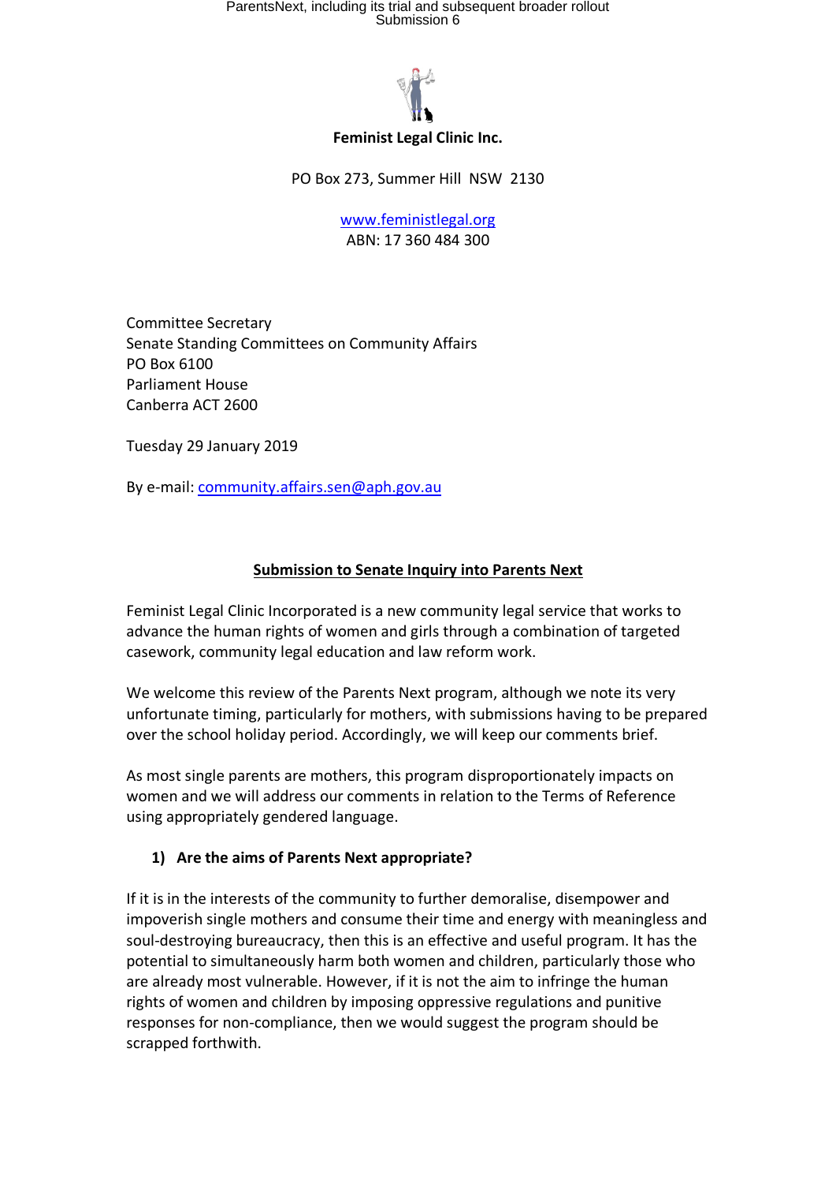**Feminist Legal Clinic Inc.**

PO Box 273, Summer Hill NSW 2130

www.feministlegal.org
ABN: 17 360 484 300

Committee Secretary
Senate Standing Committees on Community Affairs
PO Box 6100
Parliament House
Canberra ACT 2600

Tuesday 29 January 2019

By e-mail: community.affairs.sen@aph.gov.au

## Submission to Senate Inquiry into Parents Next

Feminist Legal Clinic Incorporated is a new community legal service that works to advance the human rights of women and girls through a combination of targeted casework, community legal education and law reform work.

We welcome this review of the Parents Next program, although we note its very unfortunate timing, particularly for mothers, with submissions having to be prepared over the school holiday period. Accordingly, we will keep our comments brief.

As most single parents are mothers, this program disproportionately impacts on women and we will address our comments in relation to the Terms of Reference using appropriately gendered language.

### 1) Are the aims of Parents Next appropriate?

If it is in the interests of the community to further demoralise, disempower and impoverish single mothers and consume their time and energy with meaningless and soul-destroying bureaucracy, then this is an effective and useful program. It has the potential to simultaneously harm both women and children, particularly those who are already most vulnerable. However, if it is not the aim to infringe the human rights of women and children by imposing oppressive regulations and punitive responses for non-compliance, then we would suggest the program should be scrapped forthwith.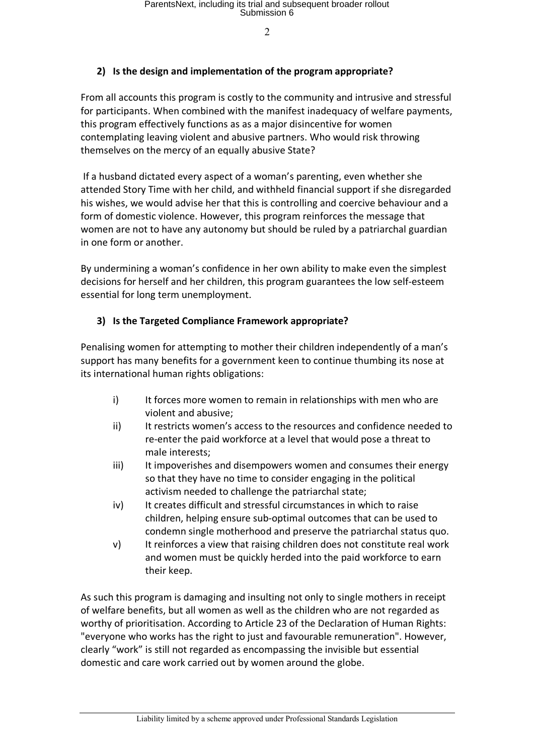## 2) Is the design and implementation of the program appropriate?

From all accounts this program is costly to the community and intrusive and stressful for participants. When combined with the manifest inadequacy of welfare payments, this program effectively functions as as a major disincentive for women contemplating leaving violent and abusive partners. Who would risk throwing themselves on the mercy of an equally abusive State?

If a husband dictated every aspect of a woman's parenting, even whether she attended Story Time with her child, and withheld financial support if she disregarded his wishes, we would advise her that this is controlling and coercive behaviour and a form of domestic violence. However, this program reinforces the message that women are not to have any autonomy but should be ruled by a patriarchal guardian in one form or another.

By undermining a woman's confidence in her own ability to make even the simplest decisions for herself and her children, this program guarantees the low self-esteem essential for long term unemployment.

## 3) Is the Targeted Compliance Framework appropriate?

Penalising women for attempting to mother their children independently of a man's support has many benefits for a government keen to continue thumbing its nose at its international human rights obligations:

i) It forces more women to remain in relationships with men who are violent and abusive;

ii) It restricts women's access to the resources and confidence needed to re-enter the paid workforce at a level that would pose a threat to male interests;

iii) It impoverishes and disempowers women and consumes their energy so that they have no time to consider engaging in the political activism needed to challenge the patriarchal state;

iv) It creates difficult and stressful circumstances in which to raise children, helping ensure sub-optimal outcomes that can be used to condemn single motherhood and preserve the patriarchal status quo.

v) It reinforces a view that raising children does not constitute real work and women must be quickly herded into the paid workforce to earn their keep.

As such this program is damaging and insulting not only to single mothers in receipt of welfare benefits, but all women as well as the children who are not regarded as worthy of prioritisation. According to Article 23 of the Declaration of Human Rights: "everyone who works has the right to just and favourable remuneration". However, clearly "work" is still not regarded as encompassing the invisible but essential domestic and care work carried out by women around the globe.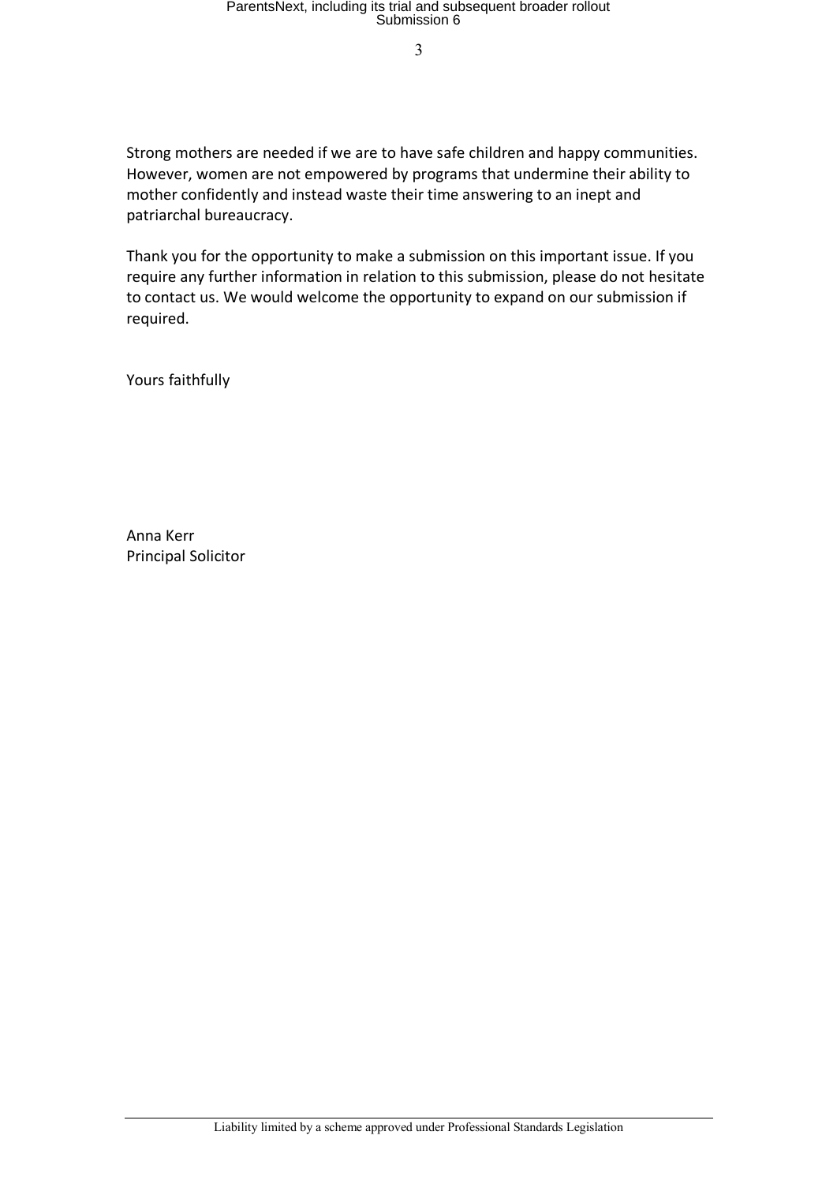Strong mothers are needed if we are to have safe children and happy communities. However, women are not empowered by programs that undermine their ability to mother confidently and instead waste their time answering to an inept and patriarchal bureaucracy.

Thank you for the opportunity to make a submission on this important issue. If you require any further information in relation to this submission, please do not hesitate to contact us. We would welcome the opportunity to expand on our submission if required.

Yours faithfully

Anna Kerr
Principal Solicitor